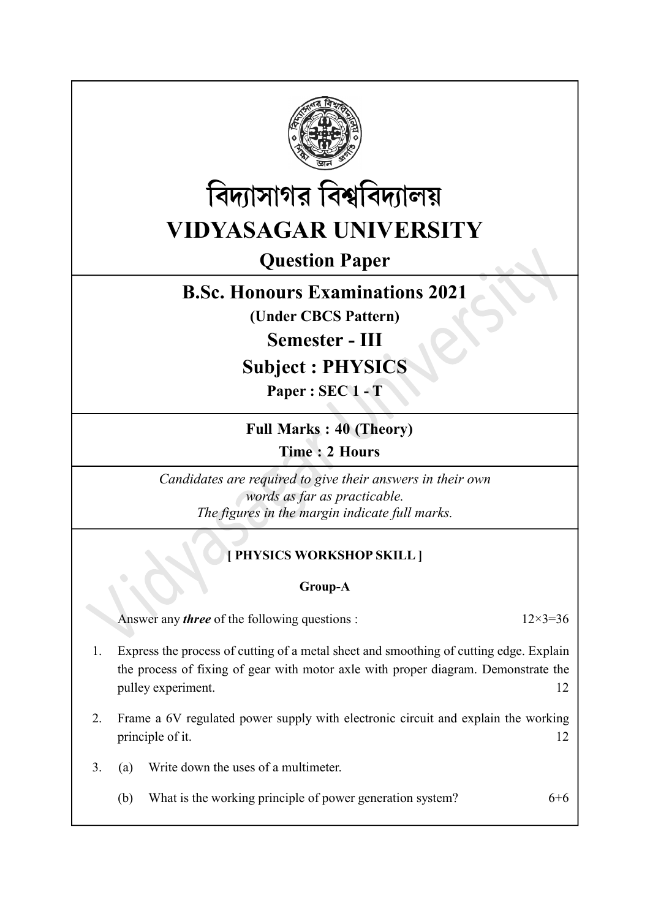# বিদ্যাসাগর বিশ্ববিদ্যালয়

# VIDYASAGAR UNIVERSITY

## Question Paper

## B.Sc. Honours Examinations 2021

**(Under CBCS Pattern)**

## Semester - III

## Subject : PHYSICS

**Paper : SEC 1 - T**

**Full Marks : 40 (Theory)**

**Time : 2 Hours**

*Candidates are required to give their answers in their own words as far as practicable.*
*The figures in the margin indicate full marks.*

**[ PHYSICS WORKSHOP SKILL ]**

**Group-A**

Answer any ***three*** of the following questions : 12×3=36

1. Express the process of cutting of a metal sheet and smoothing of cutting edge. Explain the process of fixing of gear with motor axle with proper diagram. Demonstrate the pulley experiment. 12

2. Frame a 6V regulated power supply with electronic circuit and explain the working principle of it. 12

3. (a) Write down the uses of a multimeter.

   (b) What is the working principle of power generation system? 6+6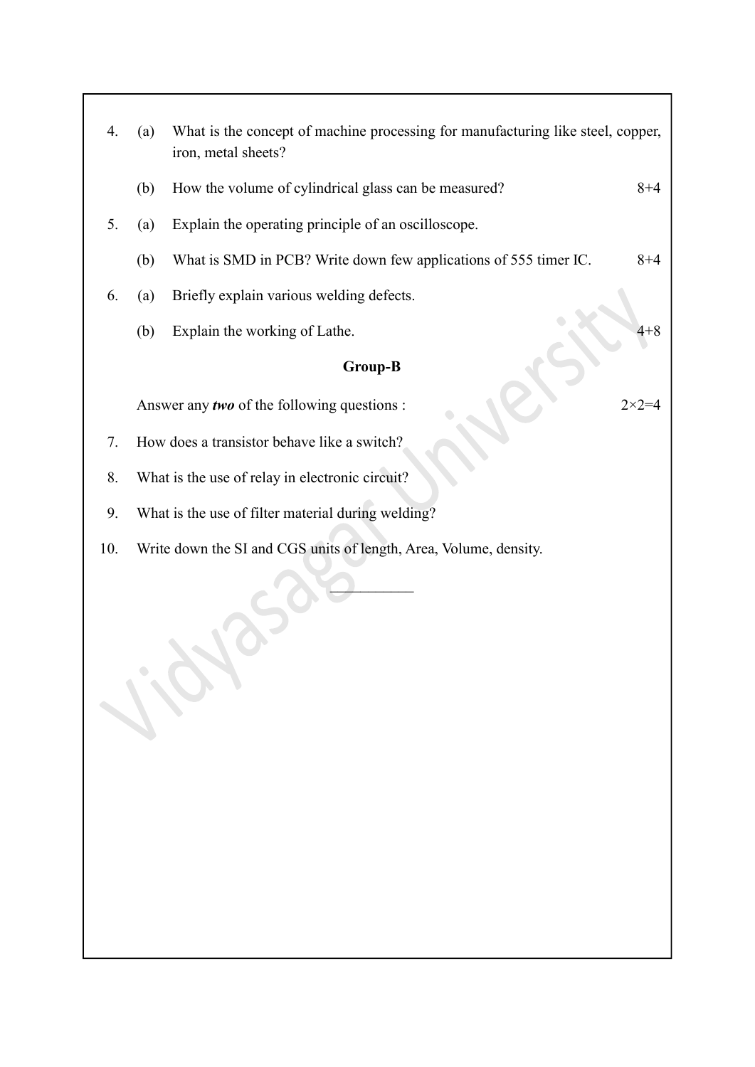4. (a) What is the concept of machine processing for manufacturing like steel, copper, iron, metal sheets?

   (b) How the volume of cylindrical glass can be measured? 8+4

5. (a) Explain the operating principle of an oscilloscope.

   (b) What is SMD in PCB? Write down few applications of 555 timer IC. 8+4

6. (a) Briefly explain various welding defects.

   (b) Explain the working of Lathe. 4+8

**Group-B**

Answer any ***two*** of the following questions : $2 \times 2 = 4$

7. How does a transistor behave like a switch?

8. What is the use of relay in electronic circuit?

9. What is the use of filter material during welding?

10. Write down the SI and CGS units of length, Area, Volume, density.

———————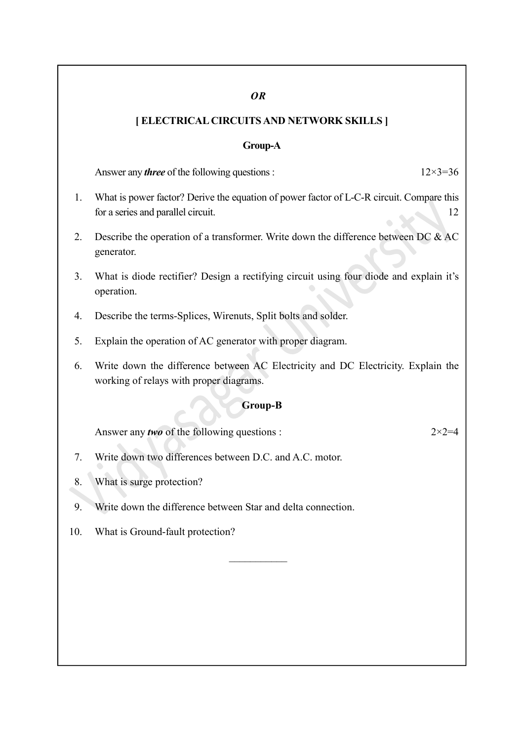*OR*

## [ ELECTRICAL CIRCUITS AND NETWORK SKILLS ]

### Group-A

Answer any ***three*** of the following questions : $12 \times 3 = 36$

1. What is power factor? Derive the equation of power factor of L-C-R circuit. Compare this for a series and parallel circuit. 12

2. Describe the operation of a transformer. Write down the difference between DC & AC generator.

3. What is diode rectifier? Design a rectifying circuit using four diode and explain it's operation.

4. Describe the terms-Splices, Wirenuts, Split bolts and solder.

5. Explain the operation of AC generator with proper diagram.

6. Write down the difference between AC Electricity and DC Electricity. Explain the working of relays with proper diagrams.

### Group-B

Answer any ***two*** of the following questions : $2 \times 2 = 4$

7. Write down two differences between D.C. and A.C. motor.

8. What is surge protection?

9. Write down the difference between Star and delta connection.

10. What is Ground-fault protection?

———————